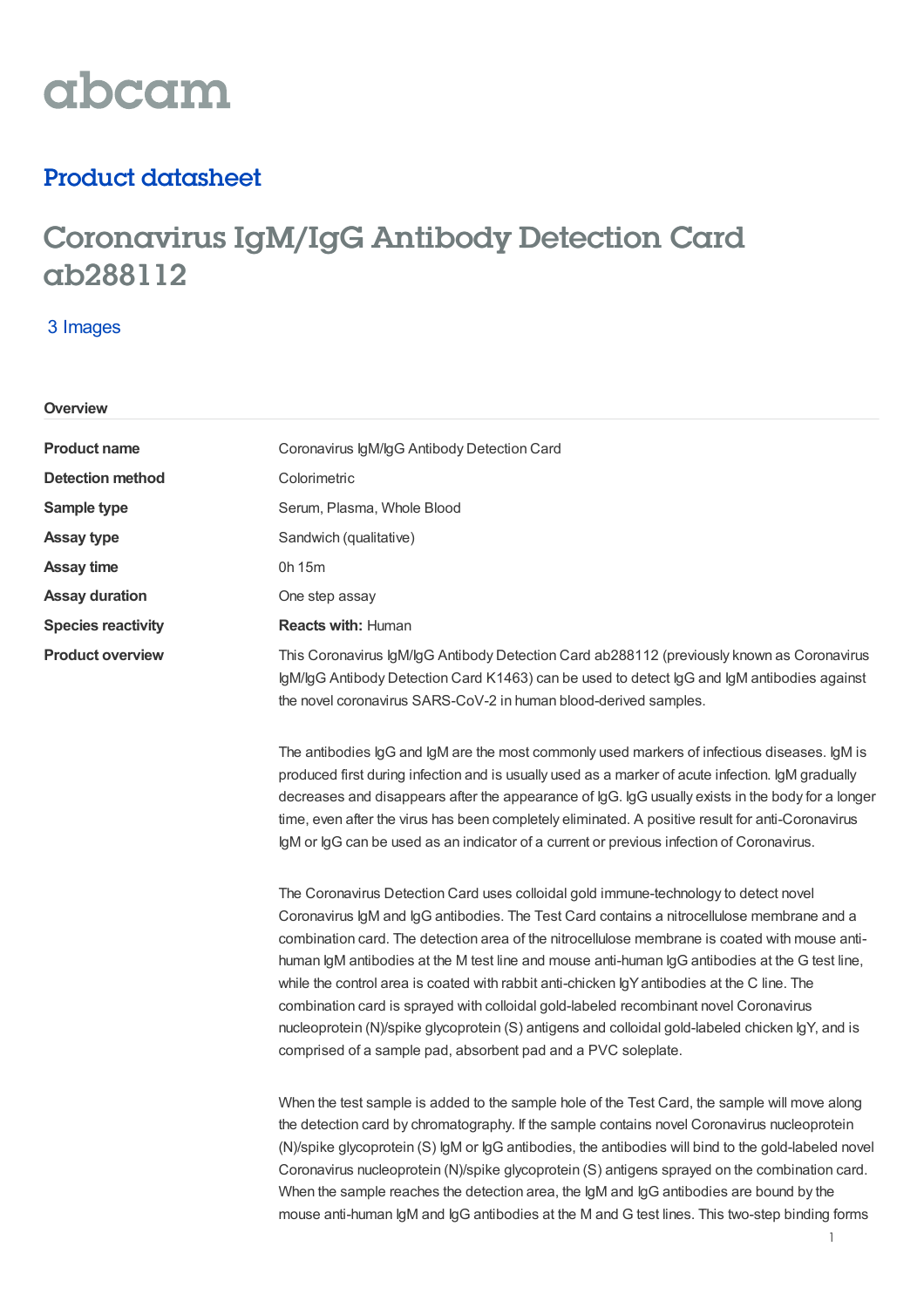abcam

## Product datasheet

# Coronavirus IgM/IgG Antibody Detection Card ab288112

3 Images

### Overview

| | |
|---|---|
| **Product name** | Coronavirus IgM/IgG Antibody Detection Card |
| **Detection method** | Colorimetric |
| **Sample type** | Serum, Plasma, Whole Blood |
| **Assay type** | Sandwich (qualitative) |
| **Assay time** | 0h 15m |
| **Assay duration** | One step assay |
| **Species reactivity** | **Reacts with:** Human |

**Product overview**

This Coronavirus IgM/IgG Antibody Detection Card ab288112 (previously known as Coronavirus IgM/IgG Antibody Detection Card K1463) can be used to detect IgG and IgM antibodies against the novel coronavirus SARS-CoV-2 in human blood-derived samples.

The antibodies IgG and IgM are the most commonly used markers of infectious diseases. IgM is produced first during infection and is usually used as a marker of acute infection. IgM gradually decreases and disappears after the appearance of IgG. IgG usually exists in the body for a longer time, even after the virus has been completely eliminated. A positive result for anti-Coronavirus IgM or IgG can be used as an indicator of a current or previous infection of Coronavirus.

The Coronavirus Detection Card uses colloidal gold immune-technology to detect novel Coronavirus IgM and IgG antibodies. The Test Card contains a nitrocellulose membrane and a combination card. The detection area of the nitrocellulose membrane is coated with mouse anti-human IgM antibodies at the M test line and mouse anti-human IgG antibodies at the G test line, while the control area is coated with rabbit anti-chicken IgY antibodies at the C line. The combination card is sprayed with colloidal gold-labeled recombinant novel Coronavirus nucleoprotein (N)/spike glycoprotein (S) antigens and colloidal gold-labeled chicken IgY, and is comprised of a sample pad, absorbent pad and a PVC soleplate.

When the test sample is added to the sample hole of the Test Card, the sample will move along the detection card by chromatography. If the sample contains novel Coronavirus nucleoprotein (N)/spike glycoprotein (S) IgM or IgG antibodies, the antibodies will bind to the gold-labeled novel Coronavirus nucleoprotein (N)/spike glycoprotein (S) antigens sprayed on the combination card. When the sample reaches the detection area, the IgM and IgG antibodies are bound by the mouse anti-human IgM and IgG antibodies at the M and G test lines. This two-step binding forms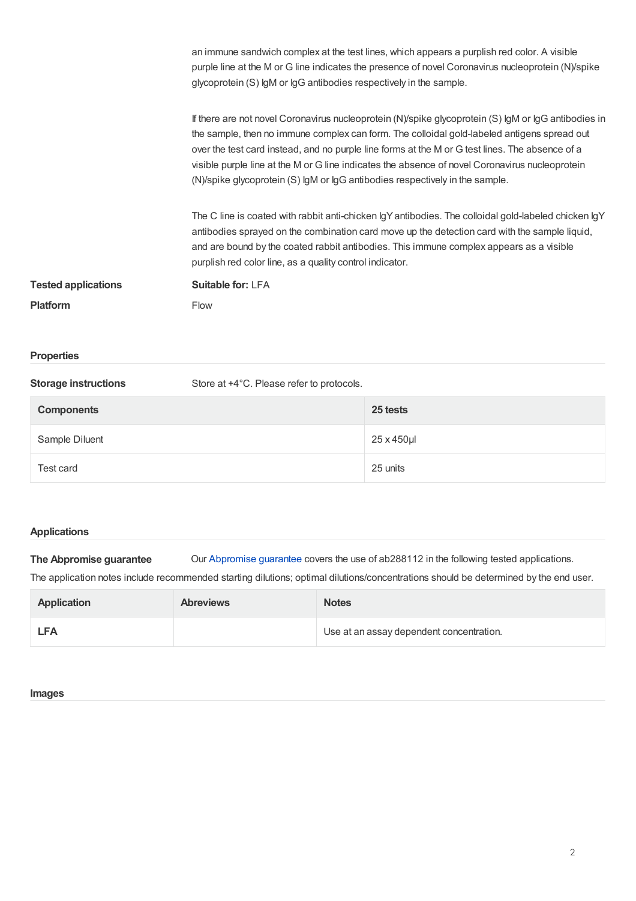an immune sandwich complex at the test lines, which appears a purplish red color. A visible purple line at the M or G line indicates the presence of novel Coronavirus nucleoprotein (N)/spike glycoprotein (S) IgM or IgG antibodies respectively in the sample.

If there are not novel Coronavirus nucleoprotein (N)/spike glycoprotein (S) IgM or IgG antibodies in the sample, then no immune complex can form. The colloidal gold-labeled antigens spread out over the test card instead, and no purple line forms at the M or G test lines. The absence of a visible purple line at the M or G line indicates the absence of novel Coronavirus nucleoprotein (N)/spike glycoprotein (S) IgM or IgG antibodies respectively in the sample.

The C line is coated with rabbit anti-chicken IgY antibodies. The colloidal gold-labeled chicken IgY antibodies sprayed on the combination card move up the detection card with the sample liquid, and are bound by the coated rabbit antibodies. This immune complex appears as a visible purplish red color line, as a quality control indicator.

**Tested applications** **Suitable for:** LFA

**Platform** Flow

## Properties

**Storage instructions** Store at +4°C. Please refer to protocols.

| Components | 25 tests |
| --- | --- |
| Sample Diluent | 25 x 450µl |
| Test card | 25 units |

## Applications

**The Abpromise guarantee** Our Abpromise guarantee covers the use of ab288112 in the following tested applications.

The application notes include recommended starting dilutions; optimal dilutions/concentrations should be determined by the end user.

| Application | Abreviews | Notes |
| --- | --- | --- |
| **LFA** | | Use at an assay dependent concentration. |

## Images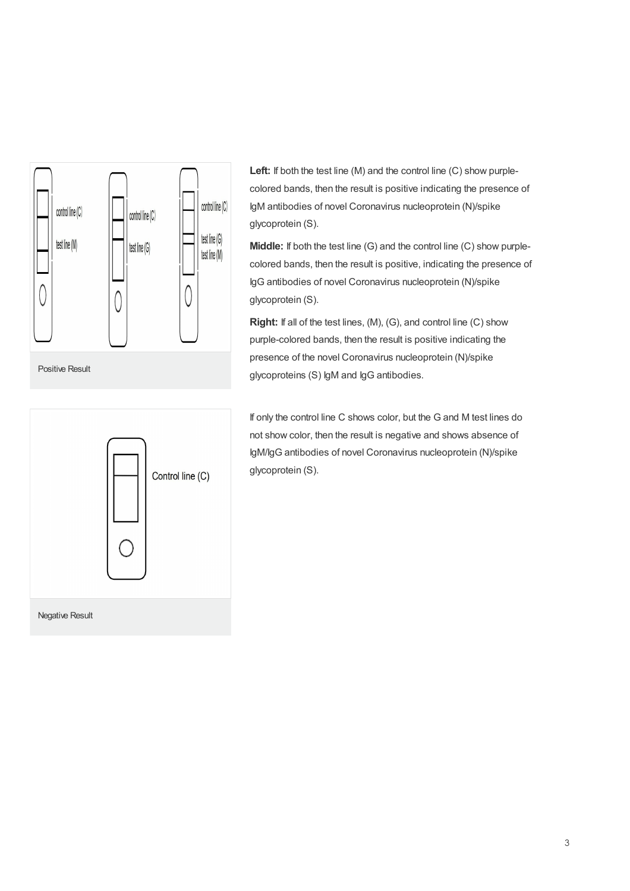control line (C)

test line (M)

control line (C)

test line (G)

control line (C)

test line (G)

test line (M)

Positive Result

**Left:** If both the test line (M) and the control line (C) show purple-colored bands, then the result is positive indicating the presence of IgM antibodies of novel Coronavirus nucleoprotein (N)/spike glycoprotein (S).

**Middle:** If both the test line (G) and the control line (C) show purple-colored bands, then the result is positive, indicating the presence of IgG antibodies of novel Coronavirus nucleoprotein (N)/spike glycoprotein (S).

**Right:** If all of the test lines, (M), (G), and control line (C) show purple-colored bands, then the result is positive indicating the presence of the novel Coronavirus nucleoprotein (N)/spike glycoproteins (S) IgM and IgG antibodies.

Control line (C)

Negative Result

If only the control line C shows color, but the G and M test lines do not show color, then the result is negative and shows absence of IgM/IgG antibodies of novel Coronavirus nucleoprotein (N)/spike glycoprotein (S).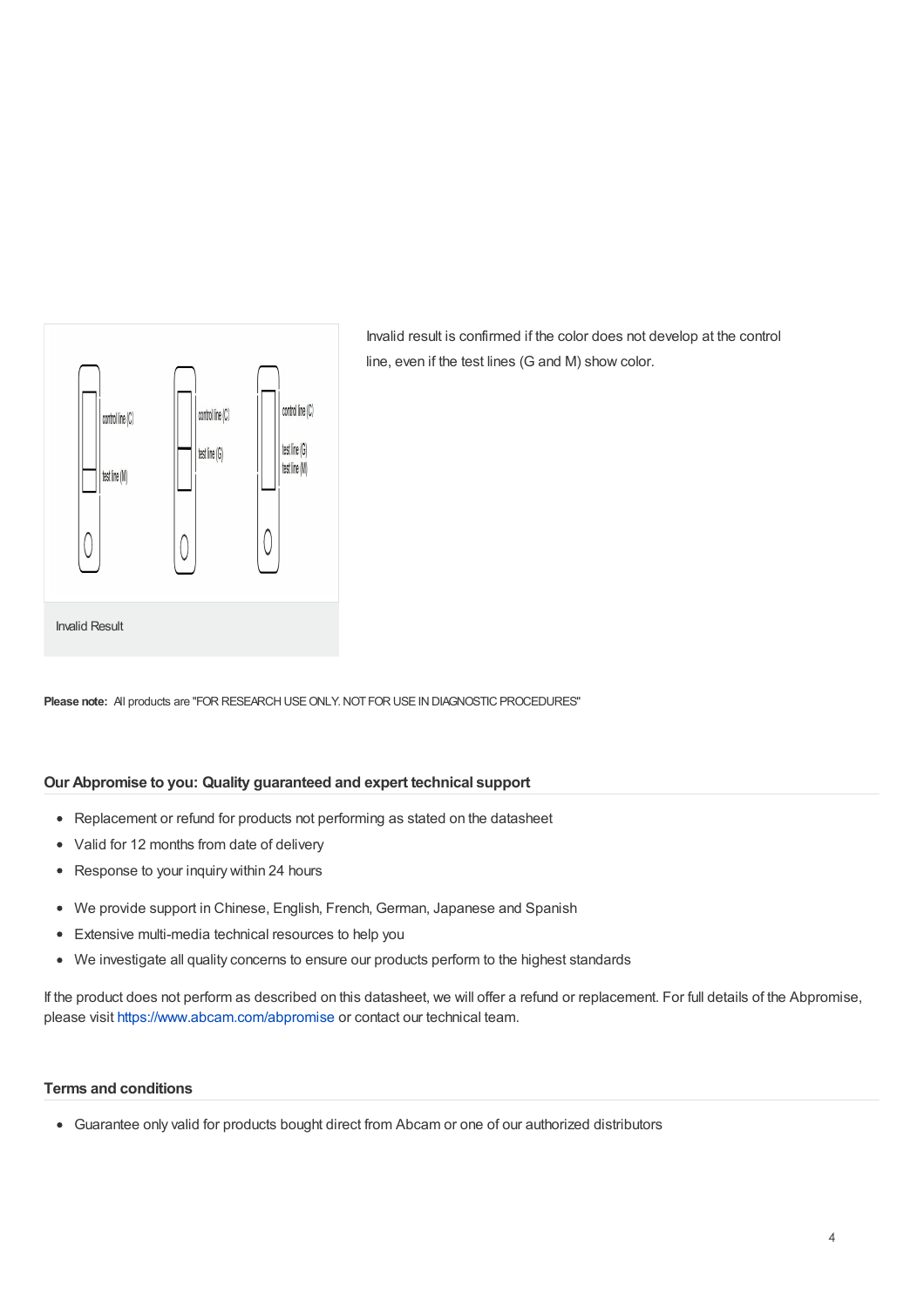control line (C)

test line (M)

control line (C)

test line (G)

control line (C)

test line (G)

test line (M)

Invalid Result

Invalid result is confirmed if the color does not develop at the control line, even if the test lines (G and M) show color.

**Please note:** All products are "FOR RESEARCH USE ONLY. NOT FOR USE IN DIAGNOSTIC PROCEDURES"

### Our Abpromise to you: Quality guaranteed and expert technical support

- Replacement or refund for products not performing as stated on the datasheet
- Valid for 12 months from date of delivery
- Response to your inquiry within 24 hours

- We provide support in Chinese, English, French, German, Japanese and Spanish
- Extensive multi-media technical resources to help you
- We investigate all quality concerns to ensure our products perform to the highest standards

If the product does not perform as described on this datasheet, we will offer a refund or replacement. For full details of the Abpromise, please visit https://www.abcam.com/abpromise or contact our technical team.

### Terms and conditions

- Guarantee only valid for products bought direct from Abcam or one of our authorized distributors